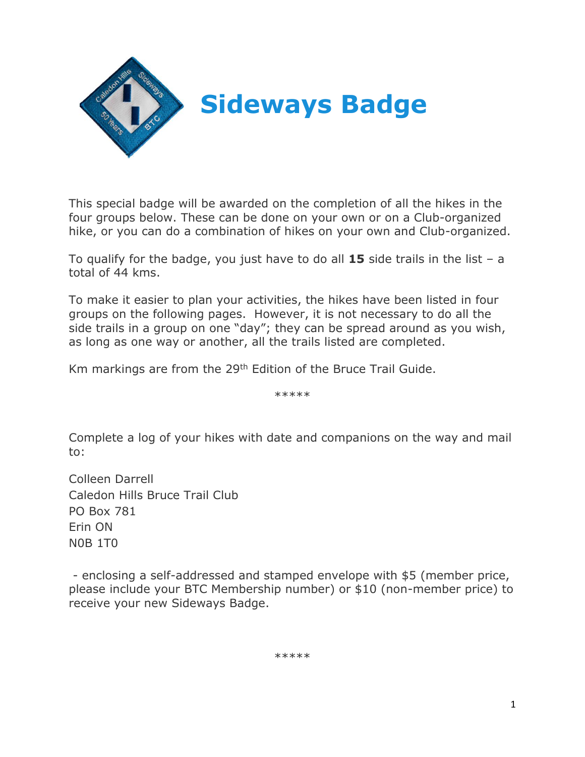# Sideways Badge

This special badge will be awarded on the completion of all the hikes in the four groups below. These can be done on your own or on a Club-organized hike, or you can do a combination of hikes on your own and Club-organized.

To qualify for the badge, you just have to do all **15** side trails in the list – a total of 44 kms.

To make it easier to plan your activities, the hikes have been listed in four groups on the following pages. However, it is not necessary to do all the side trails in a group on one "day"; they can be spread around as you wish, as long as one way or another, all the trails listed are completed.

Km markings are from the 29th Edition of the Bruce Trail Guide.

*****

Complete a log of your hikes with date and companions on the way and mail to:

Colleen Darrell
Caledon Hills Bruce Trail Club
PO Box 781
Erin ON
N0B 1T0

- enclosing a self-addressed and stamped envelope with $5 (member price, please include your BTC Membership number) or $10 (non-member price) to receive your new Sideways Badge.

*****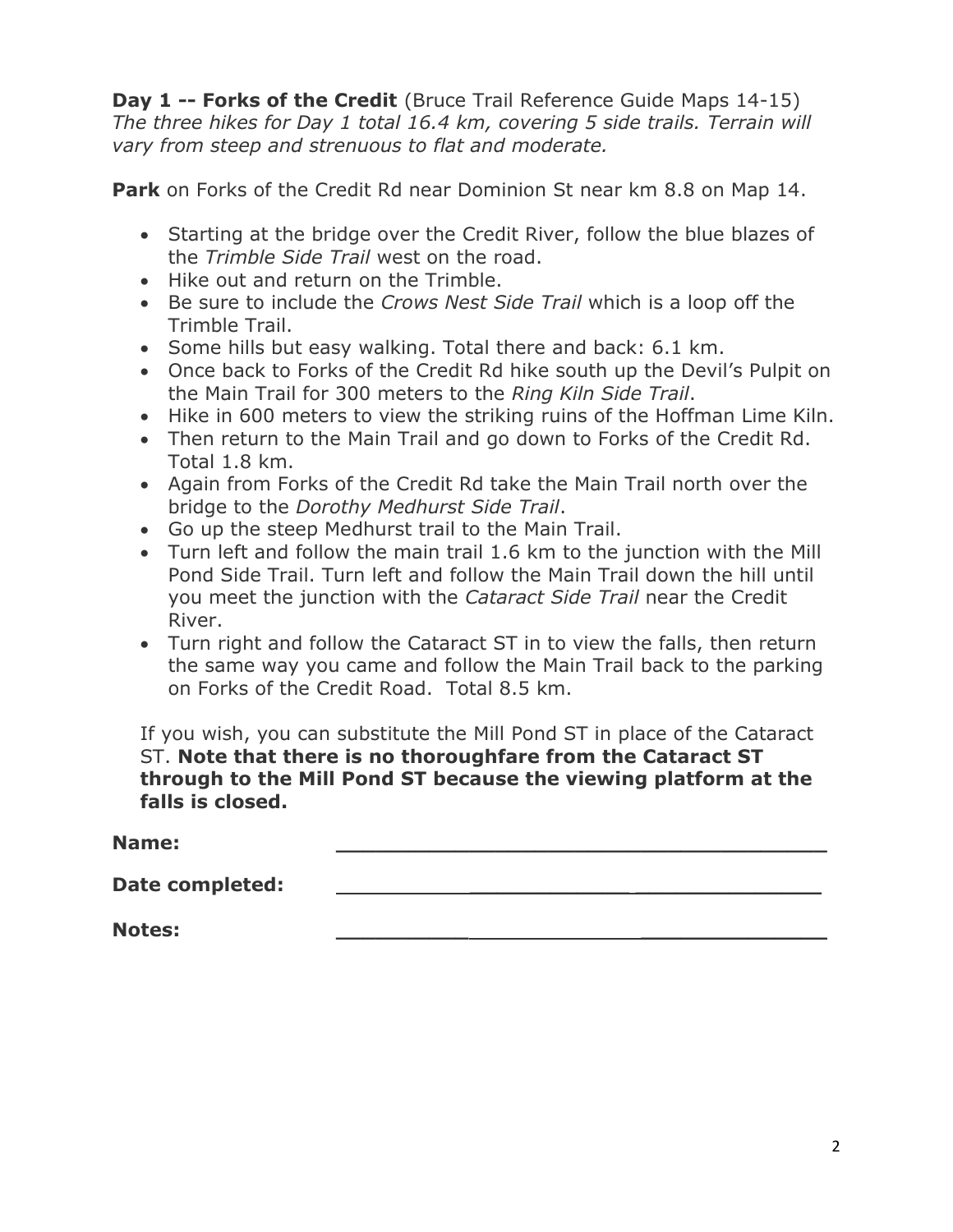**Day 1 -- Forks of the Credit** (Bruce Trail Reference Guide Maps 14-15)
*The three hikes for Day 1 total 16.4 km, covering 5 side trails. Terrain will vary from steep and strenuous to flat and moderate.*

**Park** on Forks of the Credit Rd near Dominion St near km 8.8 on Map 14.

- Starting at the bridge over the Credit River, follow the blue blazes of the *Trimble Side Trail* west on the road.
- Hike out and return on the Trimble.
- Be sure to include the *Crows Nest Side Trail* which is a loop off the Trimble Trail.
- Some hills but easy walking. Total there and back: 6.1 km.
- Once back to Forks of the Credit Rd hike south up the Devil's Pulpit on the Main Trail for 300 meters to the *Ring Kiln Side Trail*.
- Hike in 600 meters to view the striking ruins of the Hoffman Lime Kiln.
- Then return to the Main Trail and go down to Forks of the Credit Rd. Total 1.8 km.
- Again from Forks of the Credit Rd take the Main Trail north over the bridge to the *Dorothy Medhurst Side Trail*.
- Go up the steep Medhurst trail to the Main Trail.
- Turn left and follow the main trail 1.6 km to the junction with the Mill Pond Side Trail. Turn left and follow the Main Trail down the hill until you meet the junction with the *Cataract Side Trail* near the Credit River.
- Turn right and follow the Cataract ST in to view the falls, then return the same way you came and follow the Main Trail back to the parking on Forks of the Credit Road. Total 8.5 km.

If you wish, you can substitute the Mill Pond ST in place of the Cataract ST. **Note that there is no thoroughfare from the Cataract ST through to the Mill Pond ST because the viewing platform at the falls is closed.**

**Name:** ________________________________________

**Date completed:** ________________________________________

**Notes:** ________________________________________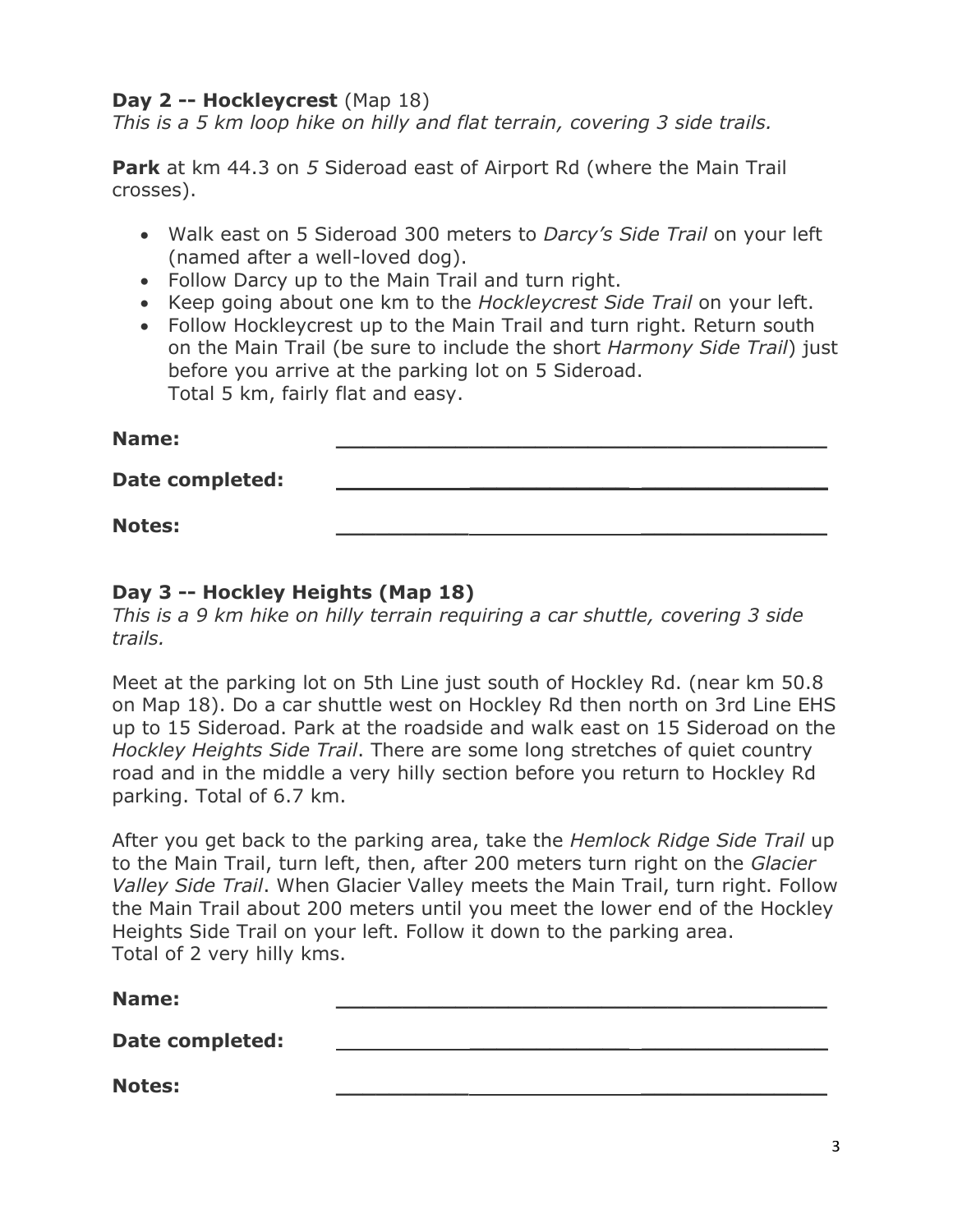**Day 2 -- Hockleycrest** (Map 18)
*This is a 5 km loop hike on hilly and flat terrain, covering 3 side trails.*

**Park** at km 44.3 on *5* Sideroad east of Airport Rd (where the Main Trail crosses).

- Walk east on 5 Sideroad 300 meters to *Darcy's Side Trail* on your left (named after a well-loved dog).
- Follow Darcy up to the Main Trail and turn right.
- Keep going about one km to the *Hockleycrest Side Trail* on your left.
- Follow Hockleycrest up to the Main Trail and turn right. Return south on the Main Trail (be sure to include the short *Harmony Side Trail*) just before you arrive at the parking lot on 5 Sideroad.
  Total 5 km, fairly flat and easy.

**Name:** ________________________________________

**Date completed:** ________________________________________

**Notes:** ________________________________________

**Day 3 -- Hockley Heights (Map 18)**
*This is a 9 km hike on hilly terrain requiring a car shuttle, covering 3 side trails.*

Meet at the parking lot on 5th Line just south of Hockley Rd. (near km 50.8 on Map 18). Do a car shuttle west on Hockley Rd then north on 3rd Line EHS up to 15 Sideroad. Park at the roadside and walk east on 15 Sideroad on the *Hockley Heights Side Trail*. There are some long stretches of quiet country road and in the middle a very hilly section before you return to Hockley Rd parking. Total of 6.7 km.

After you get back to the parking area, take the *Hemlock Ridge Side Trail* up to the Main Trail, turn left, then, after 200 meters turn right on the *Glacier Valley Side Trail*. When Glacier Valley meets the Main Trail, turn right. Follow the Main Trail about 200 meters until you meet the lower end of the Hockley Heights Side Trail on your left. Follow it down to the parking area.
Total of 2 very hilly kms.

**Name:** ________________________________________

**Date completed:** ________________________________________

**Notes:** ________________________________________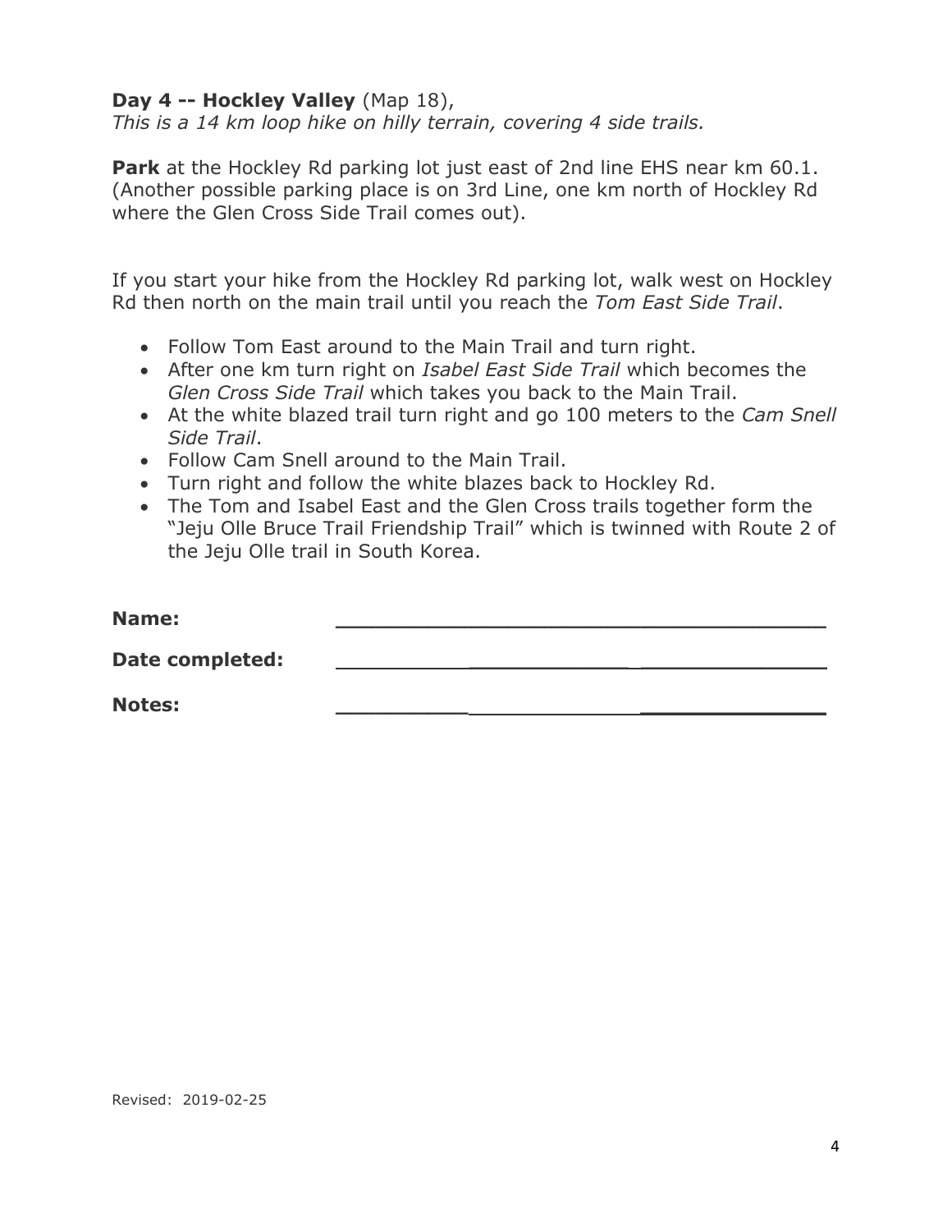**Day 4 -- Hockley Valley** (Map 18),
*This is a 14 km loop hike on hilly terrain, covering 4 side trails.*

**Park** at the Hockley Rd parking lot just east of 2nd line EHS near km 60.1. (Another possible parking place is on 3rd Line, one km north of Hockley Rd where the Glen Cross Side Trail comes out).

If you start your hike from the Hockley Rd parking lot, walk west on Hockley Rd then north on the main trail until you reach the *Tom East Side Trail*.

- Follow Tom East around to the Main Trail and turn right.
- After one km turn right on *Isabel East Side Trail* which becomes the *Glen Cross Side Trail* which takes you back to the Main Trail.
- At the white blazed trail turn right and go 100 meters to the *Cam Snell Side Trail*.
- Follow Cam Snell around to the Main Trail.
- Turn right and follow the white blazes back to Hockley Rd.
- The Tom and Isabel East and the Glen Cross trails together form the "Jeju Olle Bruce Trail Friendship Trail" which is twinned with Route 2 of the Jeju Olle trail in South Korea.

**Name:** ______________________________________

**Date completed:** ______________________________________

**Notes:** ______________________________________

Revised: 2019-02-25